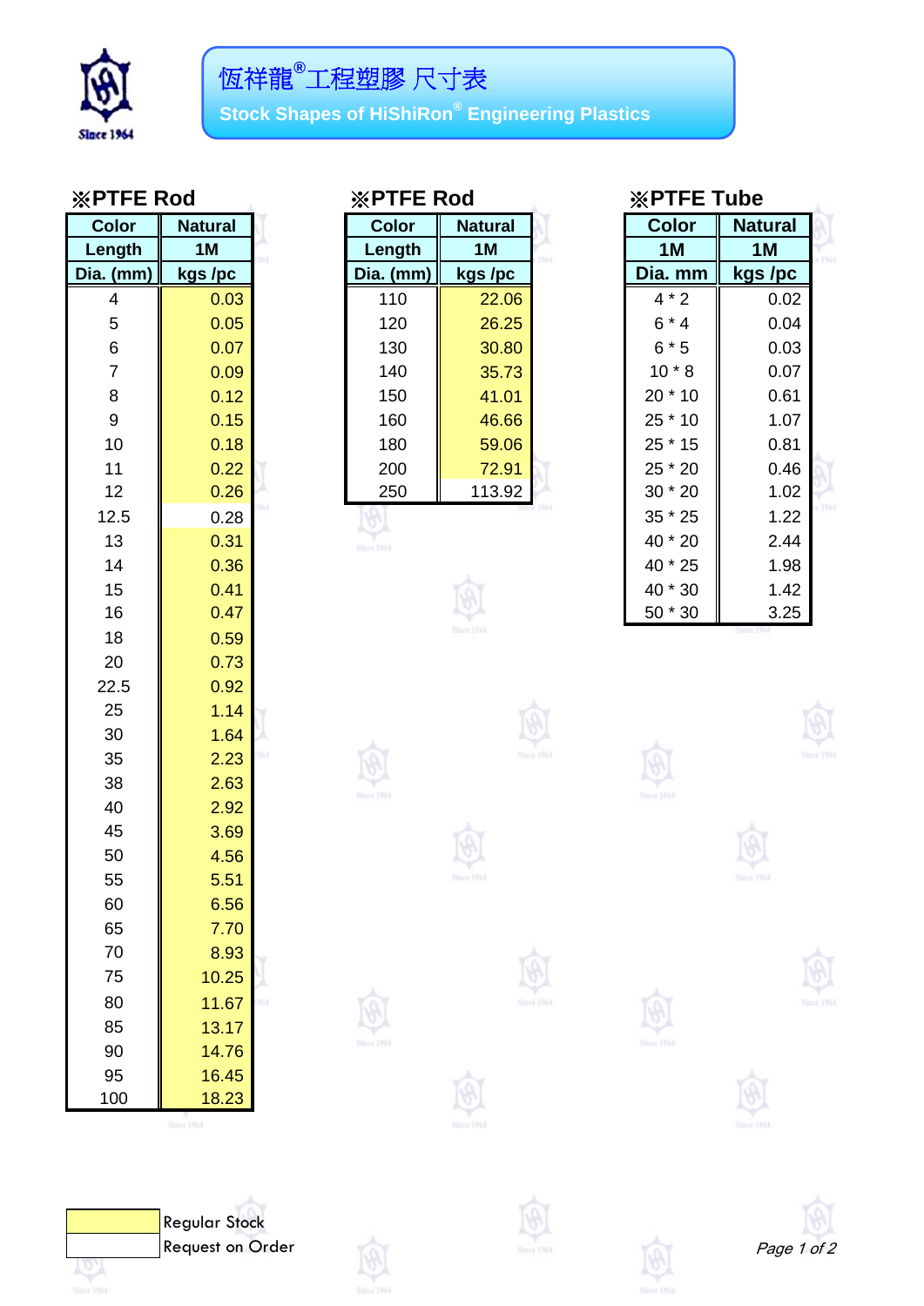# 恆祥龍®工程塑膠 尺寸表

## Stock Shapes of HiShiRon® Engineering Plastics

### ※PTFE Rod

| Color | Natural |
|---|---|
| Length | 1M |
| Dia. (mm) | kgs /pc |
| 4 | 0.03 |
| 5 | 0.05 |
| 6 | 0.07 |
| 7 | 0.09 |
| 8 | 0.12 |
| 9 | 0.15 |
| 10 | 0.18 |
| 11 | 0.22 |
| 12 | 0.26 |
| 12.5 | 0.28 |
| 13 | 0.31 |
| 14 | 0.36 |
| 15 | 0.41 |
| 16 | 0.47 |
| 18 | 0.59 |
| 20 | 0.73 |
| 22.5 | 0.92 |
| 25 | 1.14 |
| 30 | 1.64 |
| 35 | 2.23 |
| 38 | 2.63 |
| 40 | 2.92 |
| 45 | 3.69 |
| 50 | 4.56 |
| 55 | 5.51 |
| 60 | 6.56 |
| 65 | 7.70 |
| 70 | 8.93 |
| 75 | 10.25 |
| 80 | 11.67 |
| 85 | 13.17 |
| 90 | 14.76 |
| 95 | 16.45 |
| 100 | 18.23 |

### ※PTFE Rod

| Color | Natural |
|---|---|
| Length | 1M |
| Dia. (mm) | kgs /pc |
| 110 | 22.06 |
| 120 | 26.25 |
| 130 | 30.80 |
| 140 | 35.73 |
| 150 | 41.01 |
| 160 | 46.66 |
| 180 | 59.06 |
| 200 | 72.91 |
| 250 | 113.92 |

### ※PTFE Tube

| Color | Natural |
|---|---|
| 1M | 1M |
| Dia. mm | kgs /pc |
| 4 * 2 | 0.02 |
| 6 * 4 | 0.04 |
| 6 * 5 | 0.03 |
| 10 * 8 | 0.07 |
| 20 * 10 | 0.61 |
| 25 * 10 | 1.07 |
| 25 * 15 | 0.81 |
| 25 * 20 | 0.46 |
| 30 * 20 | 1.02 |
| 35 * 25 | 1.22 |
| 40 * 20 | 2.44 |
| 40 * 25 | 1.98 |
| 40 * 30 | 1.42 |
| 50 * 30 | 3.25 |

| Legend | |
|---|---|
| (yellow) | Regular Stock |
| (white) | Request on Order |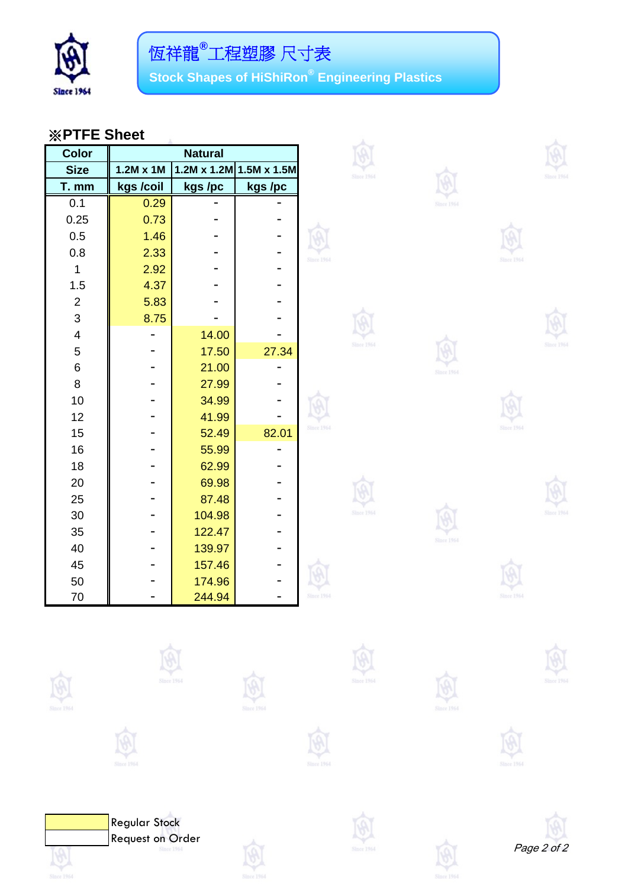# 恆祥龍®工程塑膠 尺寸表

## Stock Shapes of HiShiRon® Engineering Plastics

### ※PTFE Sheet

| Color | Natural | | |
|---|---|---|---|
| Size | 1.2M x 1M | 1.2M x 1.2M | 1.5M x 1.5M |
| T. mm | kgs /coil | kgs /pc | kgs /pc |
| 0.1 | 0.29 | - | - |
| 0.25 | 0.73 | - | - |
| 0.5 | 1.46 | - | - |
| 0.8 | 2.33 | - | - |
| 1 | 2.92 | - | - |
| 1.5 | 4.37 | - | - |
| 2 | 5.83 | - | - |
| 3 | 8.75 | - | - |
| 4 | - | 14.00 | - |
| 5 | - | 17.50 | 27.34 |
| 6 | - | 21.00 | - |
| 8 | - | 27.99 | - |
| 10 | - | 34.99 | - |
| 12 | - | 41.99 | - |
| 15 | - | 52.49 | 82.01 |
| 16 | - | 55.99 | - |
| 18 | - | 62.99 | - |
| 20 | - | 69.98 | - |
| 25 | - | 87.48 | - |
| 30 | - | 104.98 | - |
| 35 | - | 122.47 | - |
| 40 | - | 139.97 | - |
| 45 | - | 157.46 | - |
| 50 | - | 174.96 | - |
| 70 | - | 244.94 | - |

Regular Stock (yellow)
Request on Order (white)